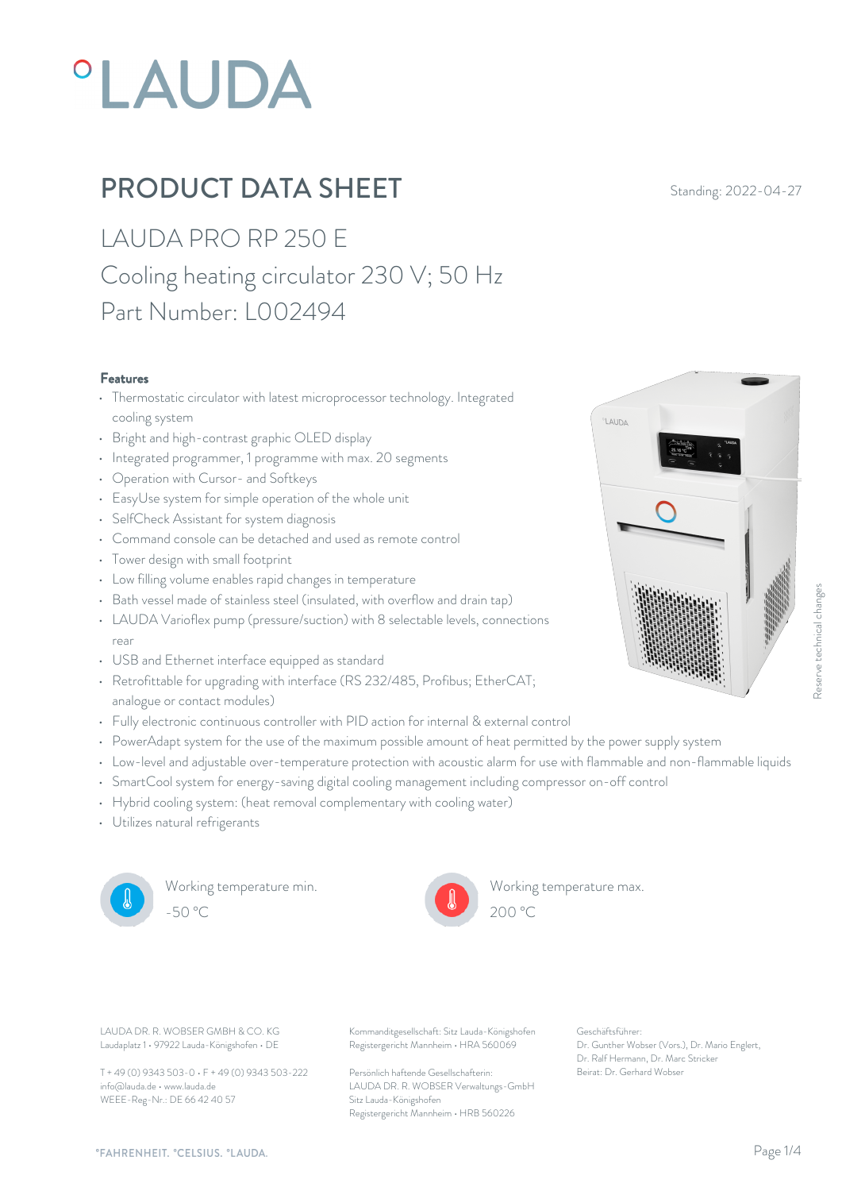# PRODUCT DATA SHEET

Standing: 2022-04-27

## LAUDA PRO RP 250 E

## Cooling heating circulator 230 V; 50 Hz

## Part Number: L002494

### Features

- Thermostatic circulator with latest microprocessor technology. Integrated cooling system
- Bright and high-contrast graphic OLED display
- Integrated programmer, 1 programme with max. 20 segments
- Operation with Cursor- and Softkeys
- EasyUse system for simple operation of the whole unit
- SelfCheck Assistant for system diagnosis
- Command console can be detached and used as remote control
- Tower design with small footprint
- Low filling volume enables rapid changes in temperature
- Bath vessel made of stainless steel (insulated, with overflow and drain tap)
- LAUDA Varioflex pump (pressure/suction) with 8 selectable levels, connections rear
- USB and Ethernet interface equipped as standard
- Retrofittable for upgrading with interface (RS 232/485, Profibus; EtherCAT; analogue or contact modules)
- Fully electronic continuous controller with PID action for internal & external control
- PowerAdapt system for the use of the maximum possible amount of heat permitted by the power supply system
- Low-level and adjustable over-temperature protection with acoustic alarm for use with flammable and non-flammable liquids
- SmartCool system for energy-saving digital cooling management including compressor on-off control
- Hybrid cooling system: (heat removal complementary with cooling water)
- Utilizes natural refrigerants

Working temperature min.
-50 °C

Working temperature max.
200 °C

Reserve technical changes

LAUDA DR. R. WOBSER GMBH & CO. KG
Laudaplatz 1 • 97922 Lauda-Königshofen • DE

T + 49 (0) 9343 503-0 • F + 49 (0) 9343 503-222
info@lauda.de • www.lauda.de
WEEE-Reg-Nr.: DE 66 42 40 57

Kommanditgesellschaft: Sitz Lauda-Königshofen
Registergericht Mannheim • HRA 560069

Persönlich haftende Gesellschafterin:
LAUDA DR. R. WOBSER Verwaltungs-GmbH
Sitz Lauda-Königshofen
Registergericht Mannheim • HRB 560226

Geschäftsführer:
Dr. Gunther Wobser (Vors.), Dr. Mario Englert, Dr. Ralf Hermann, Dr. Marc Stricker
Beirat: Dr. Gerhard Wobser

°FAHRENHEIT. °CELSIUS. °LAUDA.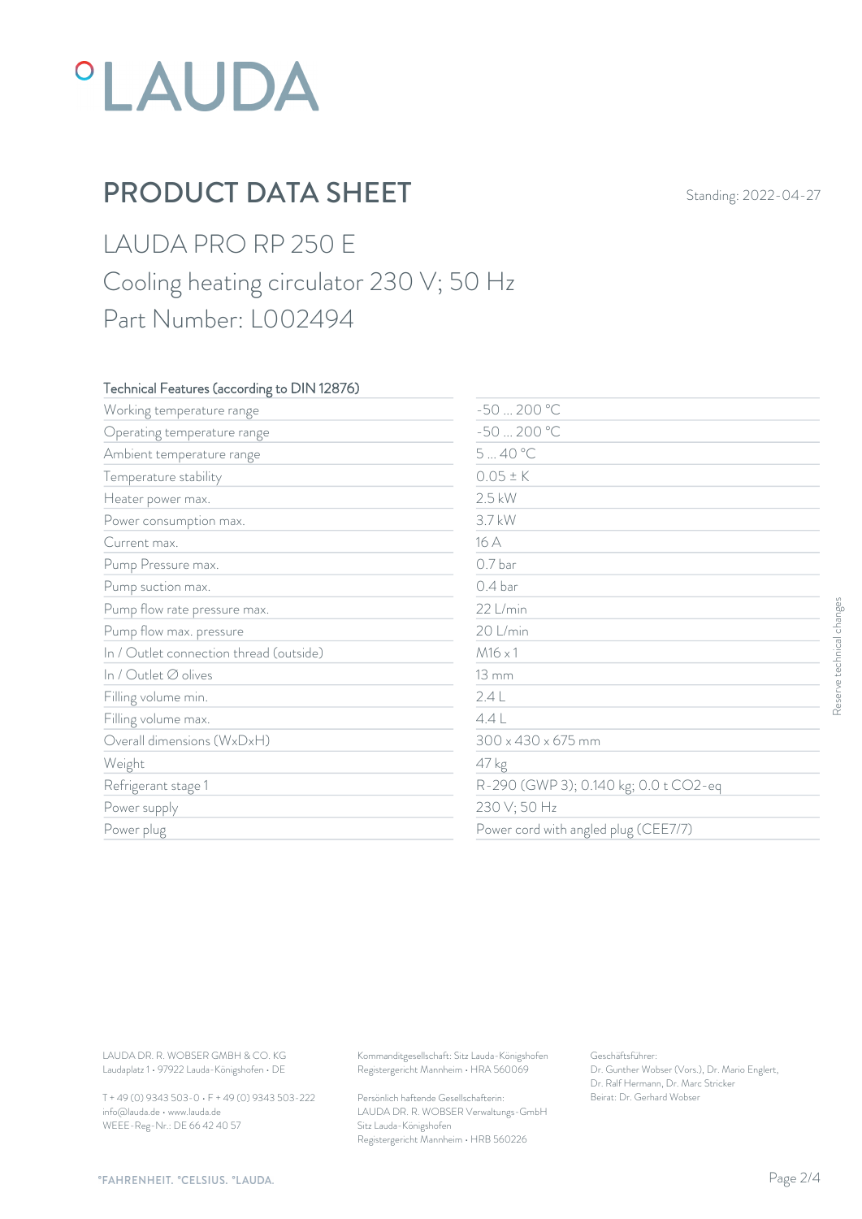# °LAUDA

## PRODUCT DATA SHEET

Standing: 2022-04-27

LAUDA PRO RP 250 E

Cooling heating circulator 230 V; 50 Hz

Part Number: L002494

| Technical Features (according to DIN 12876) | |
|---|---|
| Working temperature range | -50 ... 200 °C |
| Operating temperature range | -50 ... 200 °C |
| Ambient temperature range | 5 ... 40 °C |
| Temperature stability | 0.05 ± K |
| Heater power max. | 2.5 kW |
| Power consumption max. | 3.7 kW |
| Current max. | 16 A |
| Pump Pressure max. | 0.7 bar |
| Pump suction max. | 0.4 bar |
| Pump flow rate pressure max. | 22 L/min |
| Pump flow max. pressure | 20 L/min |
| In / Outlet connection thread (outside) | M16 x 1 |
| In / Outlet ∅ olives | 13 mm |
| Filling volume min. | 2.4 L |
| Filling volume max. | 4.4 L |
| Overall dimensions (WxDxH) | 300 x 430 x 675 mm |
| Weight | 47 kg |
| Refrigerant stage 1 | R-290 (GWP 3); 0.140 kg; 0.0 t $CO_2$-eq |
| Power supply | 230 V; 50 Hz |
| Power plug | Power cord with angled plug (CEE7/7) |

Reserve technical changes

LAUDA DR. R. WOBSER GMBH & CO. KG
Laudaplatz 1 • 97922 Lauda-Königshofen • DE

T + 49 (0) 9343 503-0 • F + 49 (0) 9343 503-222
info@lauda.de • www.lauda.de
WEEE-Reg-Nr.: DE 66 42 40 57

Kommanditgesellschaft: Sitz Lauda-Königshofen
Registergericht Mannheim • HRA 560069

Persönlich haftende Gesellschafterin:
LAUDA DR. R. WOBSER Verwaltungs-GmbH
Sitz Lauda-Königshofen
Registergericht Mannheim • HRB 560226

Geschäftsführer:
Dr. Gunther Wobser (Vors.), Dr. Mario Englert,
Dr. Ralf Hermann, Dr. Marc Stricker
Beirat: Dr. Gerhard Wobser

°FAHRENHEIT. °CELSIUS. °LAUDA.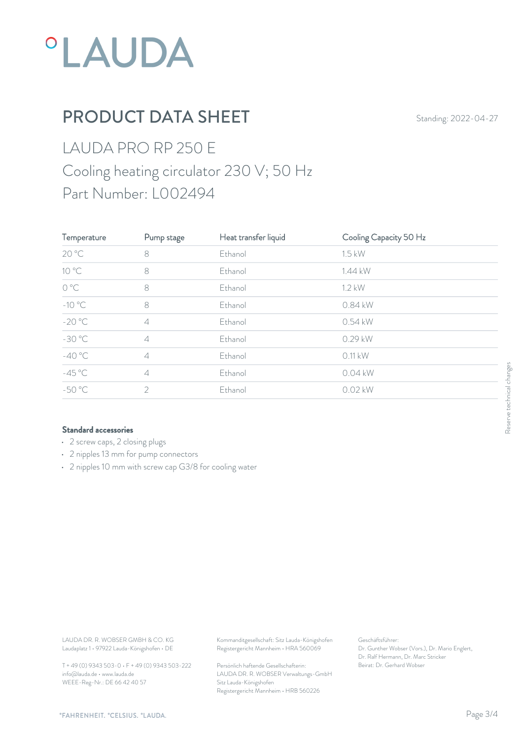# PRODUCT DATA SHEET

Standing: 2022-04-27

## LAUDA PRO RP 250 E

## Cooling heating circulator 230 V; 50 Hz

## Part Number: L002494

| Temperature | Pump stage | Heat transfer liquid | Cooling Capacity 50 Hz |
|---|---|---|---|
| 20 °C | 8 | Ethanol | 1.5 kW |
| 10 °C | 8 | Ethanol | 1.44 kW |
| 0 °C | 8 | Ethanol | 1.2 kW |
| -10 °C | 8 | Ethanol | 0.84 kW |
| -20 °C | 4 | Ethanol | 0.54 kW |
| -30 °C | 4 | Ethanol | 0.29 kW |
| -40 °C | 4 | Ethanol | 0.11 kW |
| -45 °C | 4 | Ethanol | 0.04 kW |
| -50 °C | 2 | Ethanol | 0.02 kW |

**Standard accessories**

- 2 screw caps, 2 closing plugs
- 2 nipples 13 mm for pump connectors
- 2 nipples 10 mm with screw cap G3/8 for cooling water

Reserve technical changes

LAUDA DR. R. WOBSER GMBH & CO. KG
Laudaplatz 1 • 97922 Lauda-Königshofen • DE

T + 49 (0) 9343 503-0 • F + 49 (0) 9343 503-222
info@lauda.de • www.lauda.de
WEEE-Reg-Nr.: DE 66 42 40 57

Kommanditgesellschaft: Sitz Lauda-Königshofen
Registergericht Mannheim • HRA 560069

Persönlich haftende Gesellschafterin:
LAUDA DR. R. WOBSER Verwaltungs-GmbH
Sitz Lauda-Königshofen
Registergericht Mannheim • HRB 560226

Geschäftsführer:
Dr. Gunther Wobser (Vors.), Dr. Mario Englert,
Dr. Ralf Hermann, Dr. Marc Stricker
Beirat: Dr. Gerhard Wobser

°FAHRENHEIT. °CELSIUS. °LAUDA.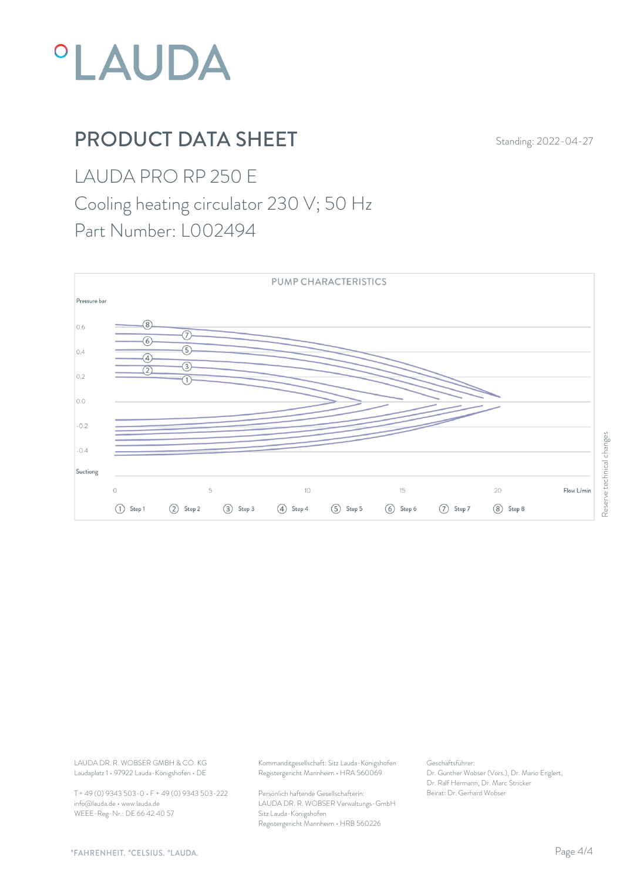# PRODUCT DATA SHEET

Standing: 2022-04-27

## LAUDA PRO RP 250 E

Cooling heating circulator 230 V; 50 Hz

Part Number: L002494

PUMP CHARACTERISTICS

Pressure bar

0.6

0.4

0.2

0.0

-0.2

-0.4

Suctiong

0
5
10
15
20
Flow L/min

① Step 1 ② Step 2 ③ Step 3 ④ Step 4 ⑤ Step 5 ⑥ Step 6 ⑦ Step 7 ⑧ Step 8

Reserve technical changes

LAUDA DR. R. WOBSER GMBH & CO. KG
Laudaplatz 1 • 97922 Lauda-Königshofen • DE

T + 49 (0) 9343 503-0 • F + 49 (0) 9343 503-222
info@lauda.de • www.lauda.de
WEEE-Reg-Nr.: DE 66 42 40 57

Kommanditgesellschaft: Sitz Lauda-Königshofen
Registergericht Mannheim • HRA 560069

Persönlich haftende Gesellschafterin:
LAUDA DR. R. WOBSER Verwaltungs-GmbH
Sitz Lauda-Königshofen
Registergericht Mannheim • HRB 560226

Geschäftsführer:
Dr. Gunther Wobser (Vors.), Dr. Mario Englert,
Dr. Ralf Hermann, Dr. Marc Stricker
Beirat: Dr. Gerhard Wobser

°FAHRENHEIT. °CELSIUS. °LAUDA.